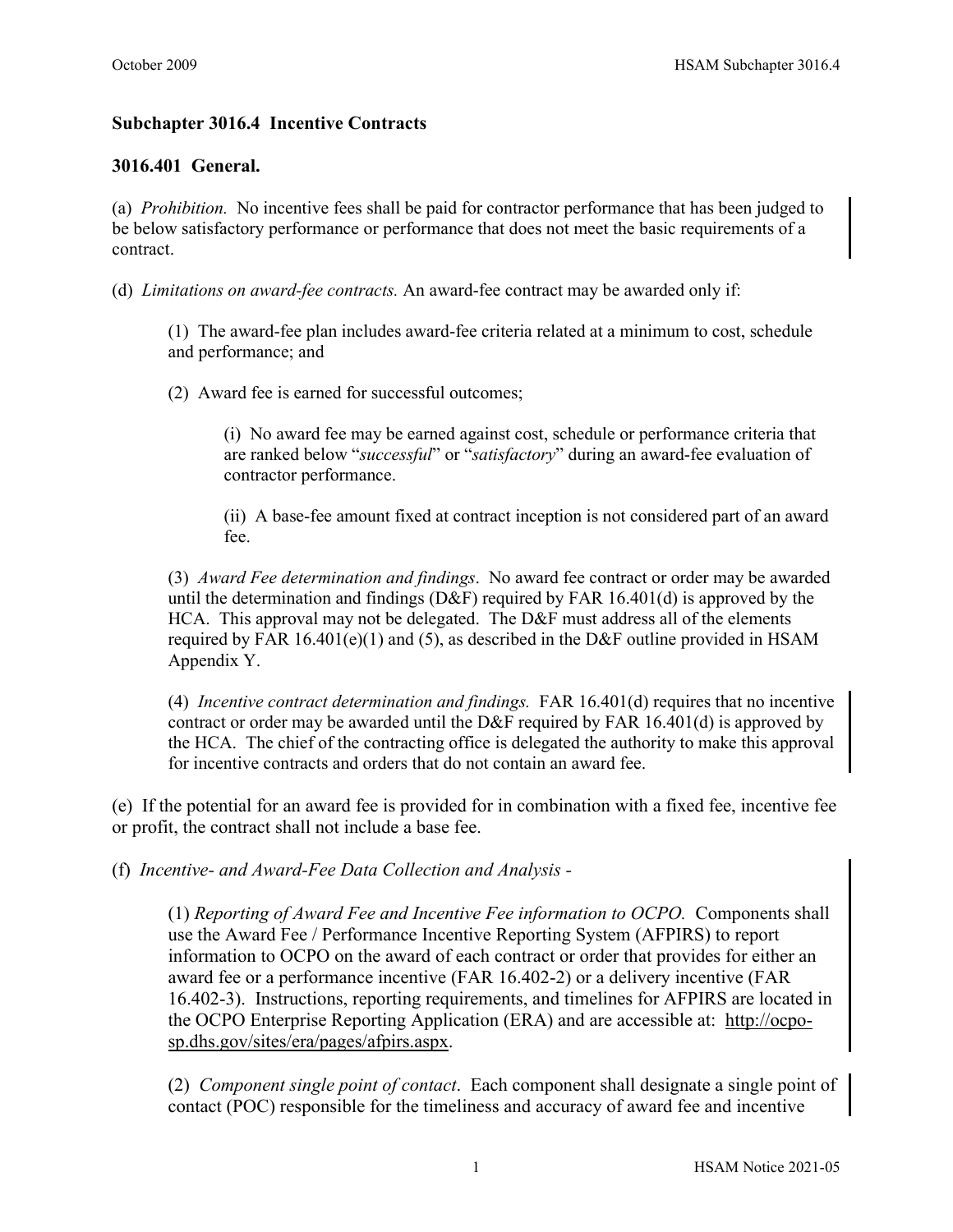## Subchapter 3016.4 Incentive Contracts

### 3016.401 General.

(a) *Prohibition.* No incentive fees shall be paid for contractor performance that has been judged to be below satisfactory performance or performance that does not meet the basic requirements of a contract.

(d) *Limitations on award-fee contracts.* An award-fee contract may be awarded only if:

(1) The award-fee plan includes award-fee criteria related at a minimum to cost, schedule and performance; and

(2) Award fee is earned for successful outcomes;

(i) No award fee may be earned against cost, schedule or performance criteria that are ranked below "*successful*" or "*satisfactory*" during an award-fee evaluation of contractor performance.

(ii) A base-fee amount fixed at contract inception is not considered part of an award fee.

(3) *Award Fee determination and findings*. No award fee contract or order may be awarded until the determination and findings (D&F) required by FAR 16.401(d) is approved by the HCA. This approval may not be delegated. The D&F must address all of the elements required by FAR 16.401(e)(1) and (5), as described in the D&F outline provided in HSAM Appendix Y.

(4) *Incentive contract determination and findings.* FAR 16.401(d) requires that no incentive contract or order may be awarded until the D&F required by FAR 16.401(d) is approved by the HCA. The chief of the contracting office is delegated the authority to make this approval for incentive contracts and orders that do not contain an award fee.

(e) If the potential for an award fee is provided for in combination with a fixed fee, incentive fee or profit, the contract shall not include a base fee.

(f) *Incentive- and Award-Fee Data Collection and Analysis -*

(1) *Reporting of Award Fee and Incentive Fee information to OCPO.* Components shall use the Award Fee / Performance Incentive Reporting System (AFPIRS) to report information to OCPO on the award of each contract or order that provides for either an award fee or a performance incentive (FAR 16.402-2) or a delivery incentive (FAR 16.402-3). Instructions, reporting requirements, and timelines for AFPIRS are located in the OCPO Enterprise Reporting Application (ERA) and are accessible at: http://ocpo-sp.dhs.gov/sites/era/pages/afpirs.aspx.

(2) *Component single point of contact*. Each component shall designate a single point of contact (POC) responsible for the timeliness and accuracy of award fee and incentive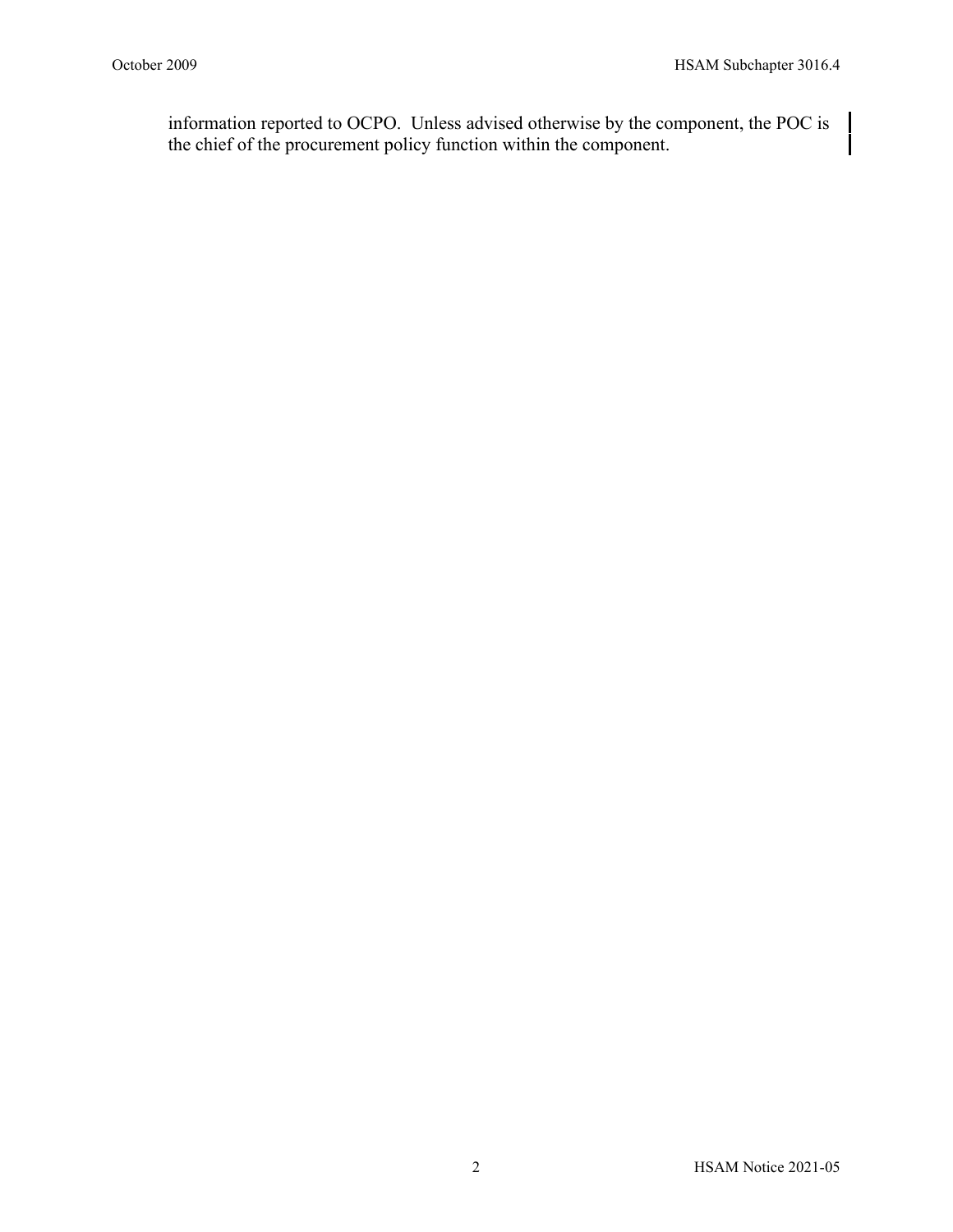information reported to OCPO. Unless advised otherwise by the component, the POC is the chief of the procurement policy function within the component.